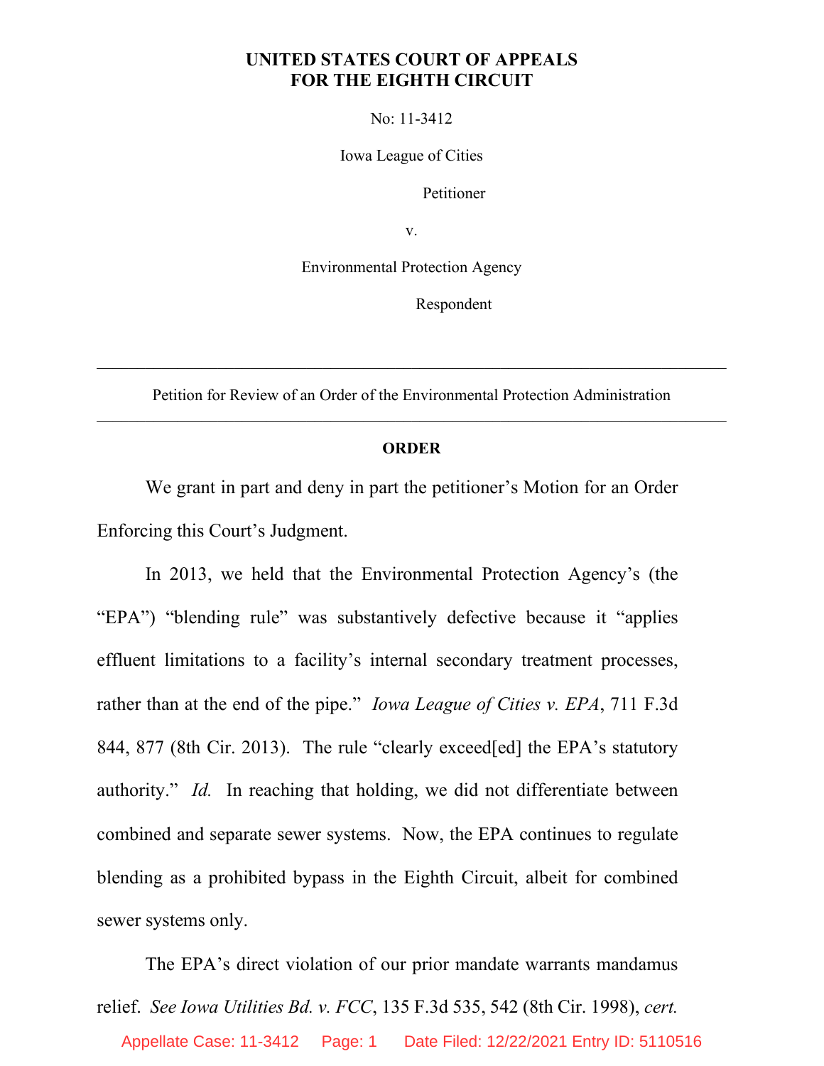**UNITED STATES COURT OF APPEALS**
**FOR THE EIGHTH CIRCUIT**

No: 11-3412

Iowa League of Cities

Petitioner

v.

Environmental Protection Agency

Respondent

---

Petition for Review of an Order of the Environmental Protection Administration

---

**ORDER**

We grant in part and deny in part the petitioner's Motion for an Order Enforcing this Court's Judgment.

In 2013, we held that the Environmental Protection Agency's (the "EPA") "blending rule" was substantively defective because it "applies effluent limitations to a facility's internal secondary treatment processes, rather than at the end of the pipe." *Iowa League of Cities v. EPA*, 711 F.3d 844, 877 (8th Cir. 2013). The rule "clearly exceed[ed] the EPA's statutory authority." *Id.* In reaching that holding, we did not differentiate between combined and separate sewer systems. Now, the EPA continues to regulate blending as a prohibited bypass in the Eighth Circuit, albeit for combined sewer systems only.

The EPA's direct violation of our prior mandate warrants mandamus relief. *See Iowa Utilities Bd. v. FCC*, 135 F.3d 535, 542 (8th Cir. 1998), *cert.*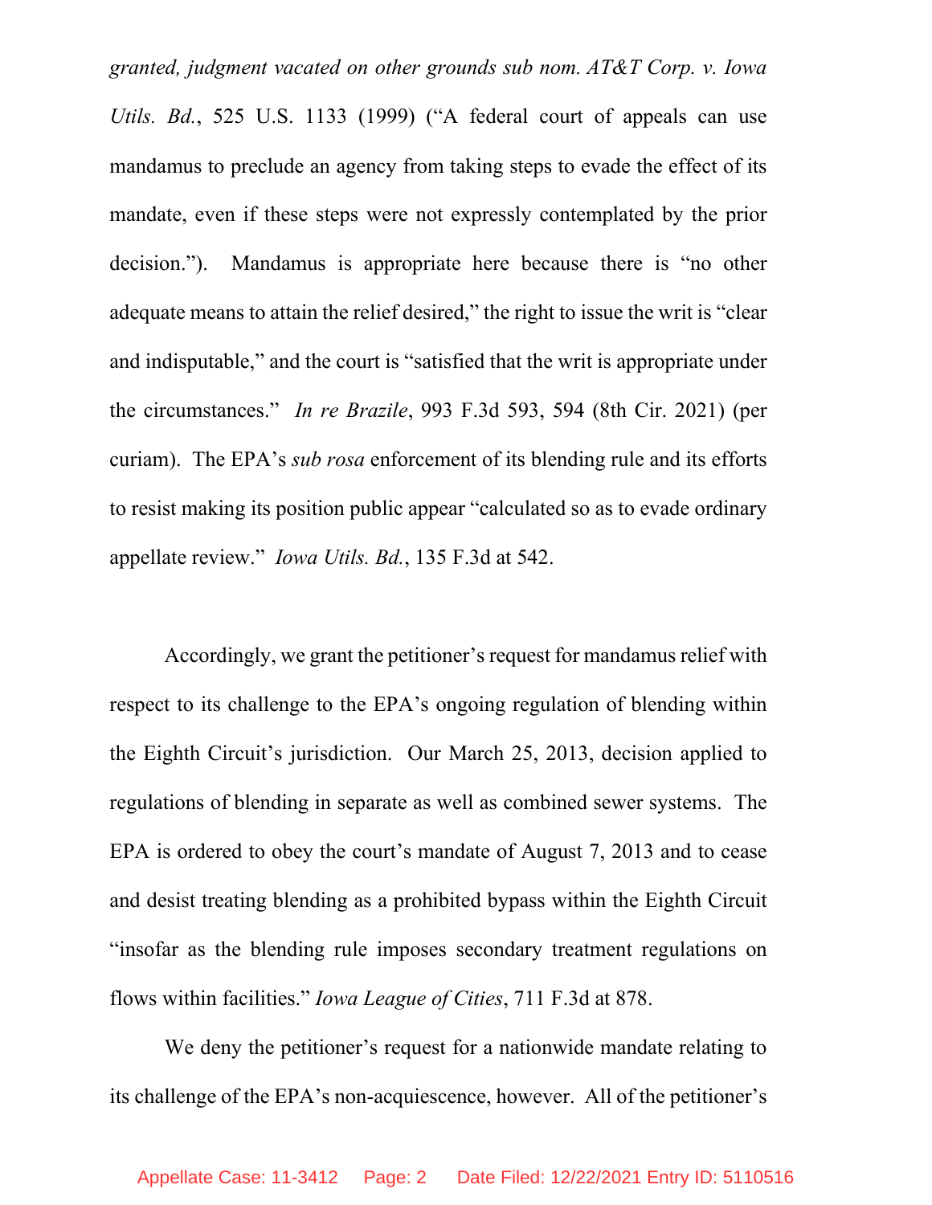*granted, judgment vacated on other grounds sub nom. AT&T Corp. v. Iowa Utils. Bd.*, 525 U.S. 1133 (1999) ("A federal court of appeals can use mandamus to preclude an agency from taking steps to evade the effect of its mandate, even if these steps were not expressly contemplated by the prior decision."). Mandamus is appropriate here because there is "no other adequate means to attain the relief desired," the right to issue the writ is "clear and indisputable," and the court is "satisfied that the writ is appropriate under the circumstances." *In re Brazile*, 993 F.3d 593, 594 (8th Cir. 2021) (per curiam). The EPA's *sub rosa* enforcement of its blending rule and its efforts to resist making its position public appear "calculated so as to evade ordinary appellate review." *Iowa Utils. Bd.*, 135 F.3d at 542.

Accordingly, we grant the petitioner's request for mandamus relief with respect to its challenge to the EPA's ongoing regulation of blending within the Eighth Circuit's jurisdiction. Our March 25, 2013, decision applied to regulations of blending in separate as well as combined sewer systems. The EPA is ordered to obey the court's mandate of August 7, 2013 and to cease and desist treating blending as a prohibited bypass within the Eighth Circuit "insofar as the blending rule imposes secondary treatment regulations on flows within facilities." *Iowa League of Cities*, 711 F.3d at 878.

We deny the petitioner's request for a nationwide mandate relating to its challenge of the EPA's non-acquiescence, however. All of the petitioner's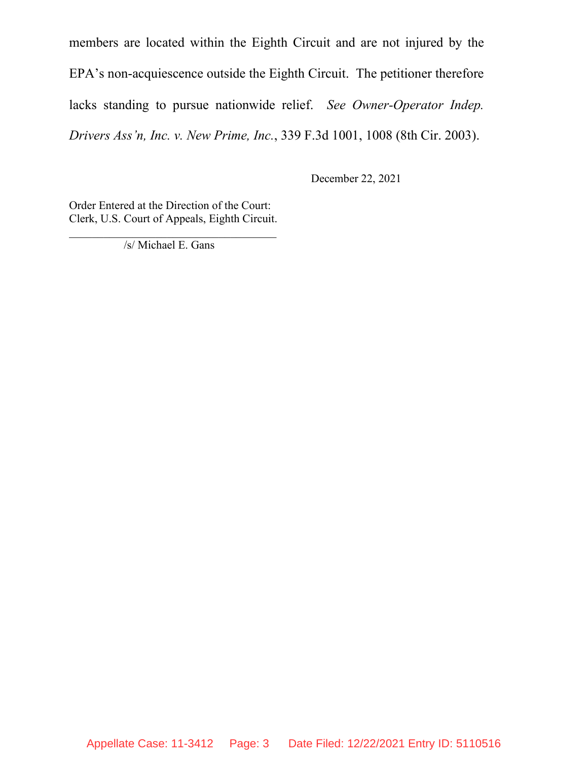members are located within the Eighth Circuit and are not injured by the EPA's non-acquiescence outside the Eighth Circuit. The petitioner therefore lacks standing to pursue nationwide relief. *See Owner-Operator Indep. Drivers Ass'n, Inc. v. New Prime, Inc.*, 339 F.3d 1001, 1008 (8th Cir. 2003).

December 22, 2021

Order Entered at the Direction of the Court:
Clerk, U.S. Court of Appeals, Eighth Circuit.

/s/ Michael E. Gans